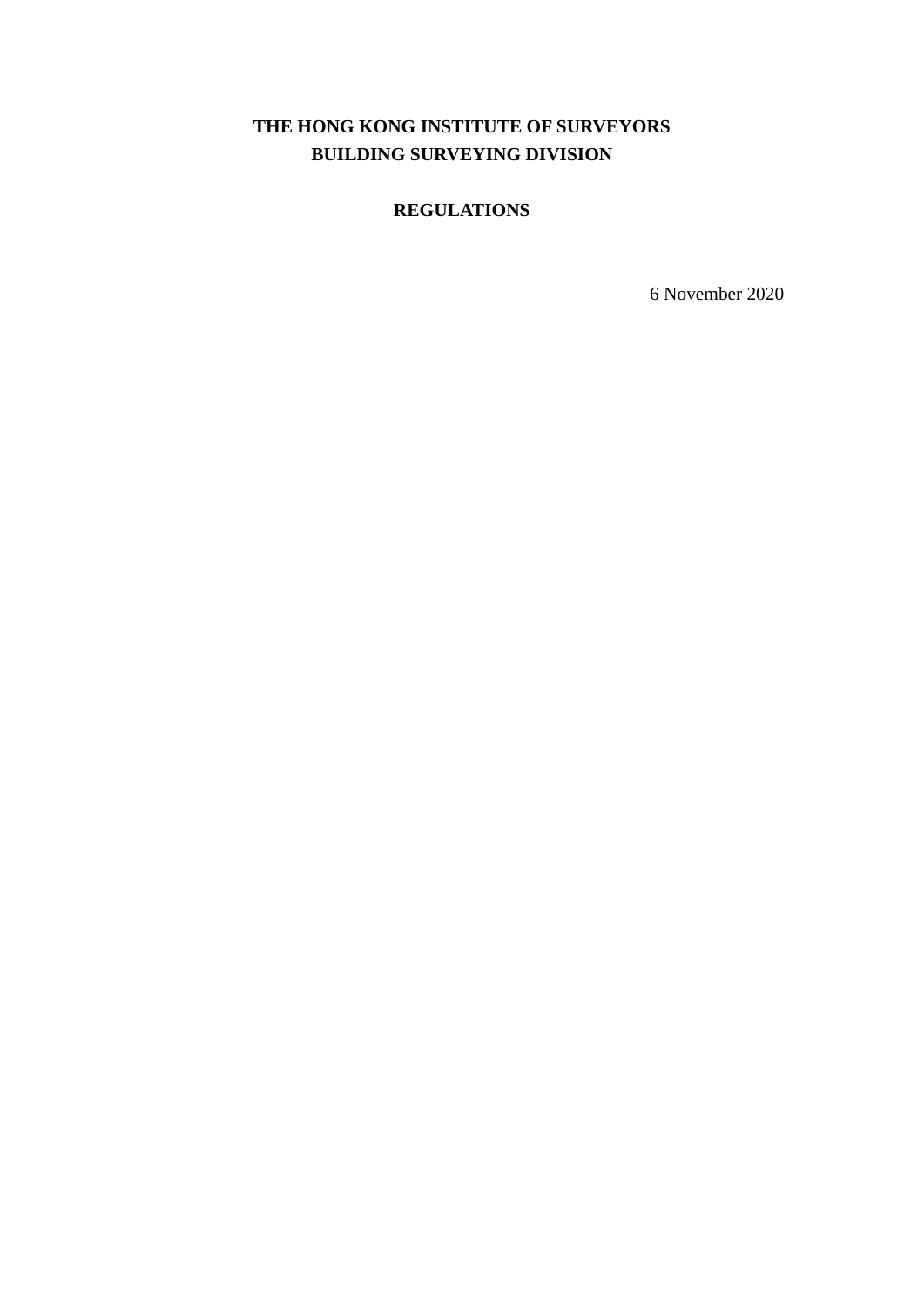# THE HONG KONG INSTITUTE OF SURVEYORS
# BUILDING SURVEYING DIVISION

## REGULATIONS

6 November 2020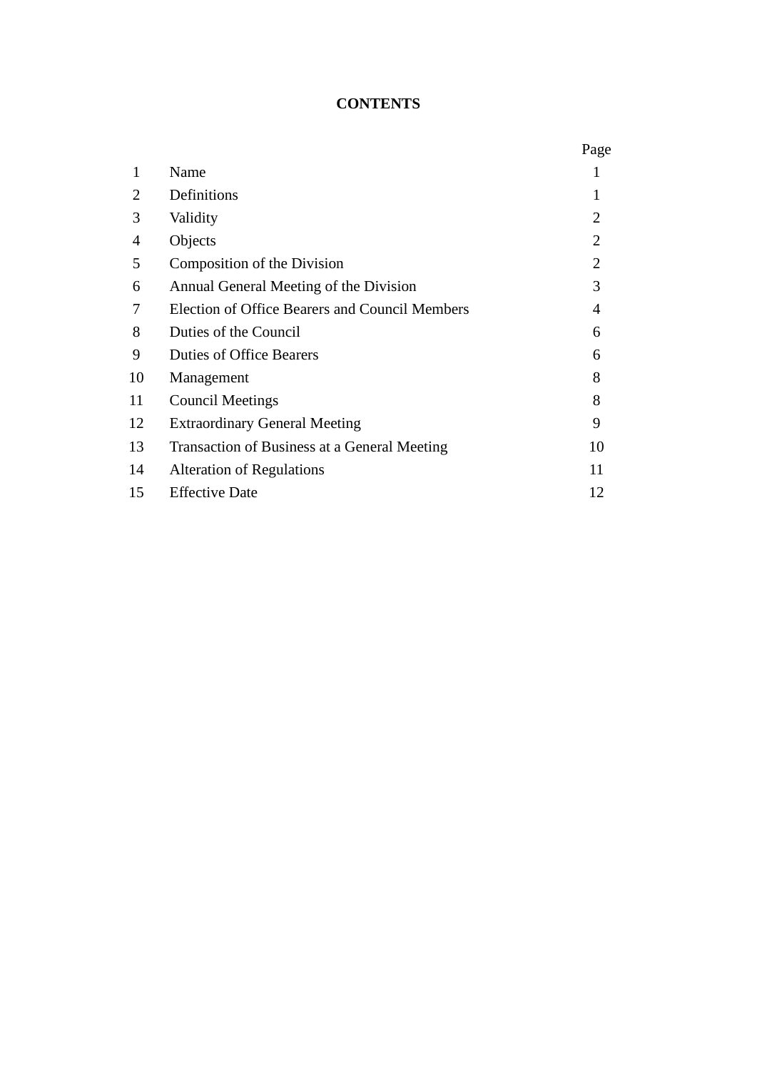# CONTENTS

| | | Page |
|---|---|---|
| 1 | Name | 1 |
| 2 | Definitions | 1 |
| 3 | Validity | 2 |
| 4 | Objects | 2 |
| 5 | Composition of the Division | 2 |
| 6 | Annual General Meeting of the Division | 3 |
| 7 | Election of Office Bearers and Council Members | 4 |
| 8 | Duties of the Council | 6 |
| 9 | Duties of Office Bearers | 6 |
| 10 | Management | 8 |
| 11 | Council Meetings | 8 |
| 12 | Extraordinary General Meeting | 9 |
| 13 | Transaction of Business at a General Meeting | 10 |
| 14 | Alteration of Regulations | 11 |
| 15 | Effective Date | 12 |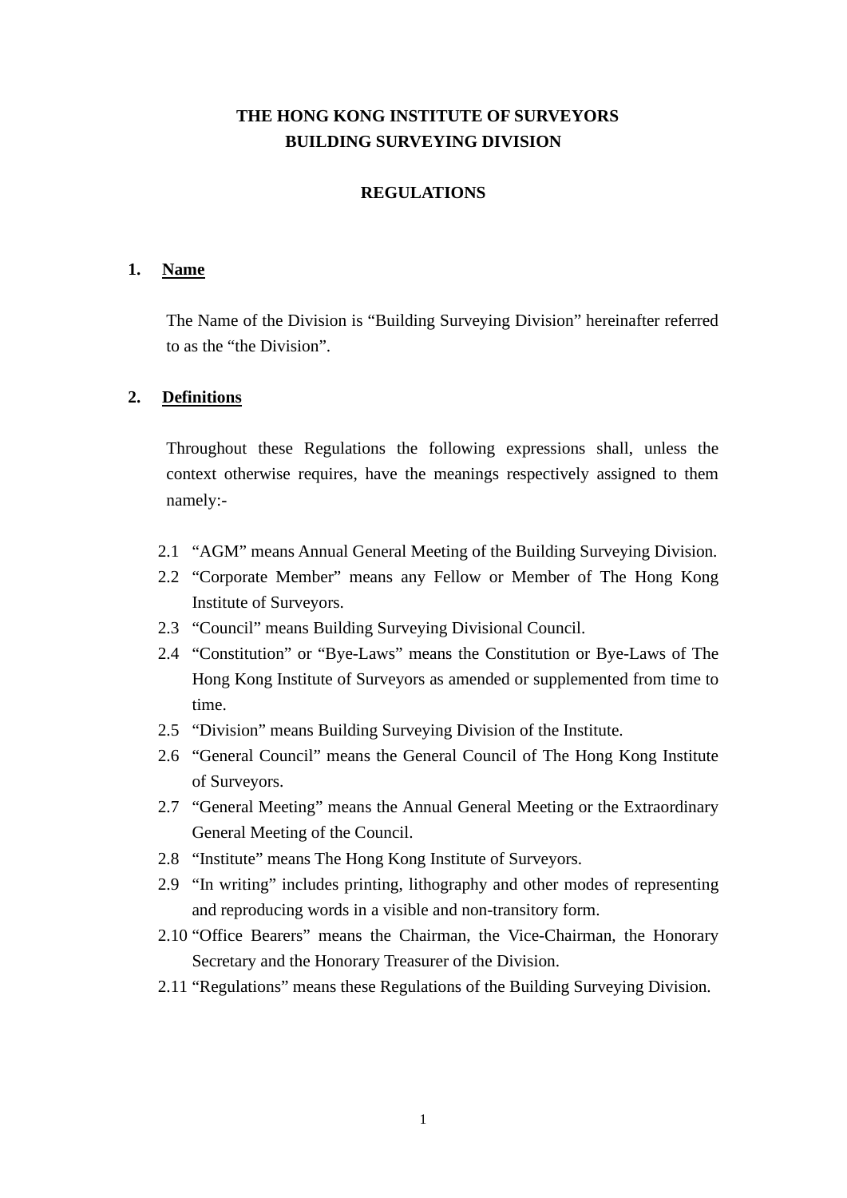**THE HONG KONG INSTITUTE OF SURVEYORS**
**BUILDING SURVEYING DIVISION**

**REGULATIONS**

## 1. Name

The Name of the Division is “Building Surveying Division” hereinafter referred to as the “the Division”.

## 2. Definitions

Throughout these Regulations the following expressions shall, unless the context otherwise requires, have the meanings respectively assigned to them namely:-

2.1 “AGM” means Annual General Meeting of the Building Surveying Division.

2.2 “Corporate Member” means any Fellow or Member of The Hong Kong Institute of Surveyors.

2.3 “Council” means Building Surveying Divisional Council.

2.4 “Constitution” or “Bye-Laws” means the Constitution or Bye-Laws of The Hong Kong Institute of Surveyors as amended or supplemented from time to time.

2.5 “Division” means Building Surveying Division of the Institute.

2.6 “General Council” means the General Council of The Hong Kong Institute of Surveyors.

2.7 “General Meeting” means the Annual General Meeting or the Extraordinary General Meeting of the Council.

2.8 “Institute” means The Hong Kong Institute of Surveyors.

2.9 “In writing” includes printing, lithography and other modes of representing and reproducing words in a visible and non-transitory form.

2.10 “Office Bearers” means the Chairman, the Vice-Chairman, the Honorary Secretary and the Honorary Treasurer of the Division.

2.11 “Regulations” means these Regulations of the Building Surveying Division.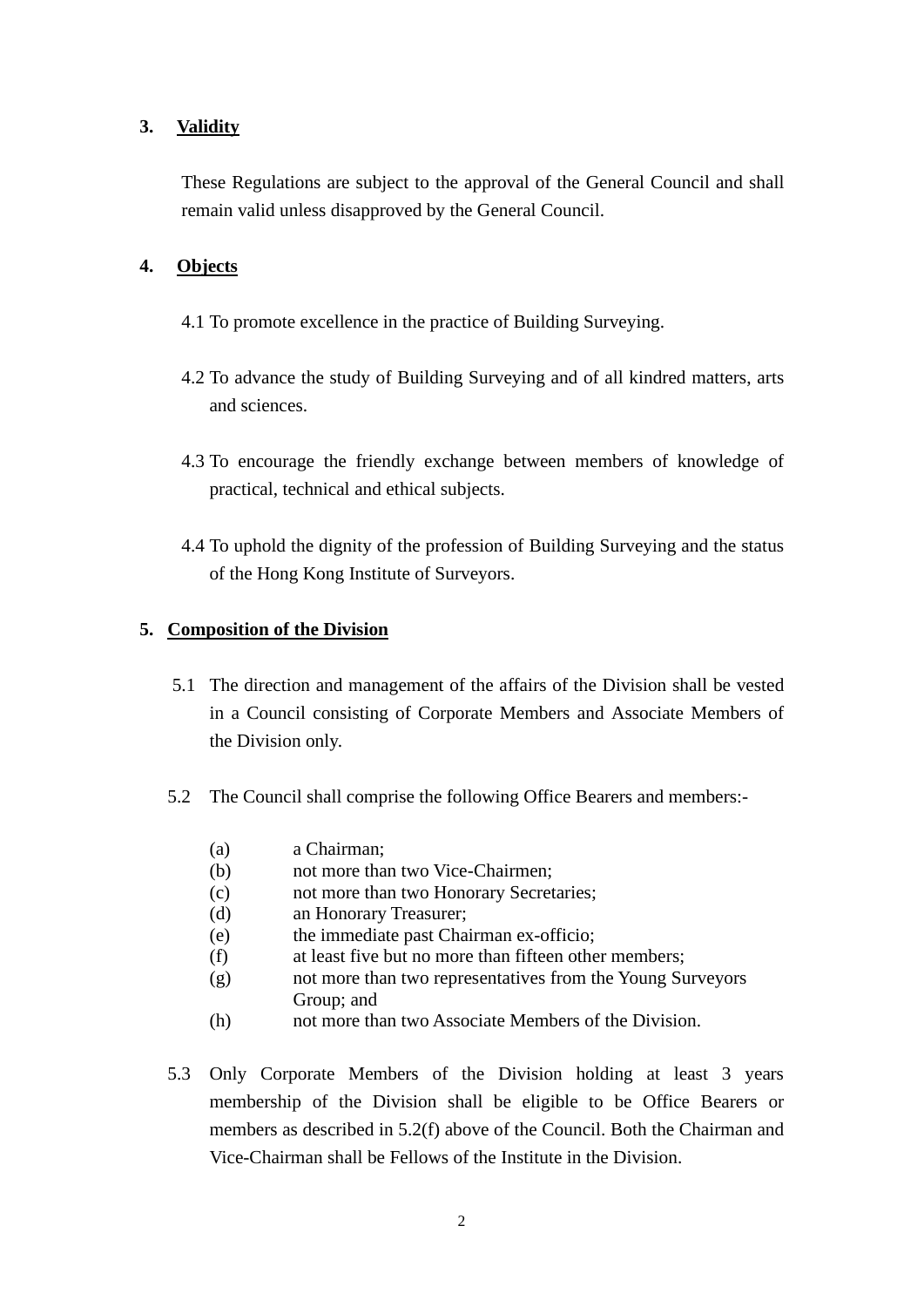## 3. Validity

These Regulations are subject to the approval of the General Council and shall remain valid unless disapproved by the General Council.

## 4. Objects

4.1 To promote excellence in the practice of Building Surveying.

4.2 To advance the study of Building Surveying and of all kindred matters, arts and sciences.

4.3 To encourage the friendly exchange between members of knowledge of practical, technical and ethical subjects.

4.4 To uphold the dignity of the profession of Building Surveying and the status of the Hong Kong Institute of Surveyors.

## 5. Composition of the Division

5.1 The direction and management of the affairs of the Division shall be vested in a Council consisting of Corporate Members and Associate Members of the Division only.

5.2 The Council shall comprise the following Office Bearers and members:-

(a) a Chairman;
(b) not more than two Vice-Chairmen;
(c) not more than two Honorary Secretaries;
(d) an Honorary Treasurer;
(e) the immediate past Chairman ex-officio;
(f) at least five but no more than fifteen other members;
(g) not more than two representatives from the Young Surveyors Group; and
(h) not more than two Associate Members of the Division.

5.3 Only Corporate Members of the Division holding at least 3 years membership of the Division shall be eligible to be Office Bearers or members as described in 5.2(f) above of the Council. Both the Chairman and Vice-Chairman shall be Fellows of the Institute in the Division.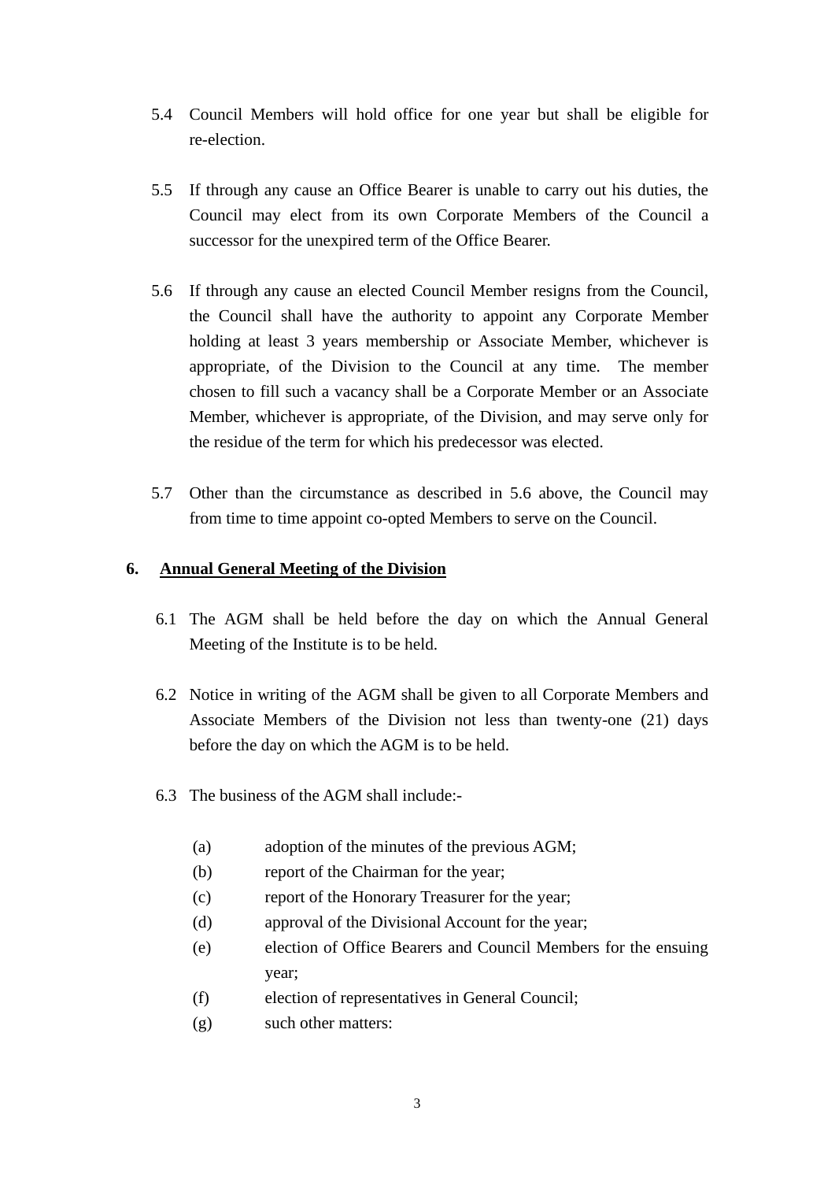5.4 Council Members will hold office for one year but shall be eligible for re-election.

5.5 If through any cause an Office Bearer is unable to carry out his duties, the Council may elect from its own Corporate Members of the Council a successor for the unexpired term of the Office Bearer.

5.6 If through any cause an elected Council Member resigns from the Council, the Council shall have the authority to appoint any Corporate Member holding at least 3 years membership or Associate Member, whichever is appropriate, of the Division to the Council at any time. The member chosen to fill such a vacancy shall be a Corporate Member or an Associate Member, whichever is appropriate, of the Division, and may serve only for the residue of the term for which his predecessor was elected.

5.7 Other than the circumstance as described in 5.6 above, the Council may from time to time appoint co-opted Members to serve on the Council.

## 6. <u>Annual General Meeting of the Division</u>

6.1 The AGM shall be held before the day on which the Annual General Meeting of the Institute is to be held.

6.2 Notice in writing of the AGM shall be given to all Corporate Members and Associate Members of the Division not less than twenty-one (21) days before the day on which the AGM is to be held.

6.3 The business of the AGM shall include:-

- (a) adoption of the minutes of the previous AGM;
- (b) report of the Chairman for the year;
- (c) report of the Honorary Treasurer for the year;
- (d) approval of the Divisional Account for the year;
- (e) election of Office Bearers and Council Members for the ensuing year;
- (f) election of representatives in General Council;
- (g) such other matters: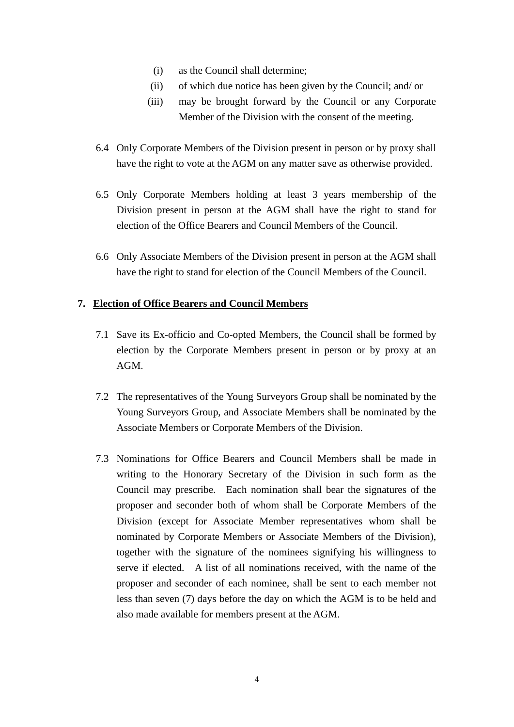(i) as the Council shall determine;

(ii) of which due notice has been given by the Council; and/ or

(iii) may be brought forward by the Council or any Corporate Member of the Division with the consent of the meeting.

6.4 Only Corporate Members of the Division present in person or by proxy shall have the right to vote at the AGM on any matter save as otherwise provided.

6.5 Only Corporate Members holding at least 3 years membership of the Division present in person at the AGM shall have the right to stand for election of the Office Bearers and Council Members of the Council.

6.6 Only Associate Members of the Division present in person at the AGM shall have the right to stand for election of the Council Members of the Council.

**7. <u>Election of Office Bearers and Council Members</u>**

7.1 Save its Ex-officio and Co-opted Members, the Council shall be formed by election by the Corporate Members present in person or by proxy at an AGM.

7.2 The representatives of the Young Surveyors Group shall be nominated by the Young Surveyors Group, and Associate Members shall be nominated by the Associate Members or Corporate Members of the Division.

7.3 Nominations for Office Bearers and Council Members shall be made in writing to the Honorary Secretary of the Division in such form as the Council may prescribe. Each nomination shall bear the signatures of the proposer and seconder both of whom shall be Corporate Members of the Division (except for Associate Member representatives whom shall be nominated by Corporate Members or Associate Members of the Division), together with the signature of the nominees signifying his willingness to serve if elected. A list of all nominations received, with the name of the proposer and seconder of each nominee, shall be sent to each member not less than seven (7) days before the day on which the AGM is to be held and also made available for members present at the AGM.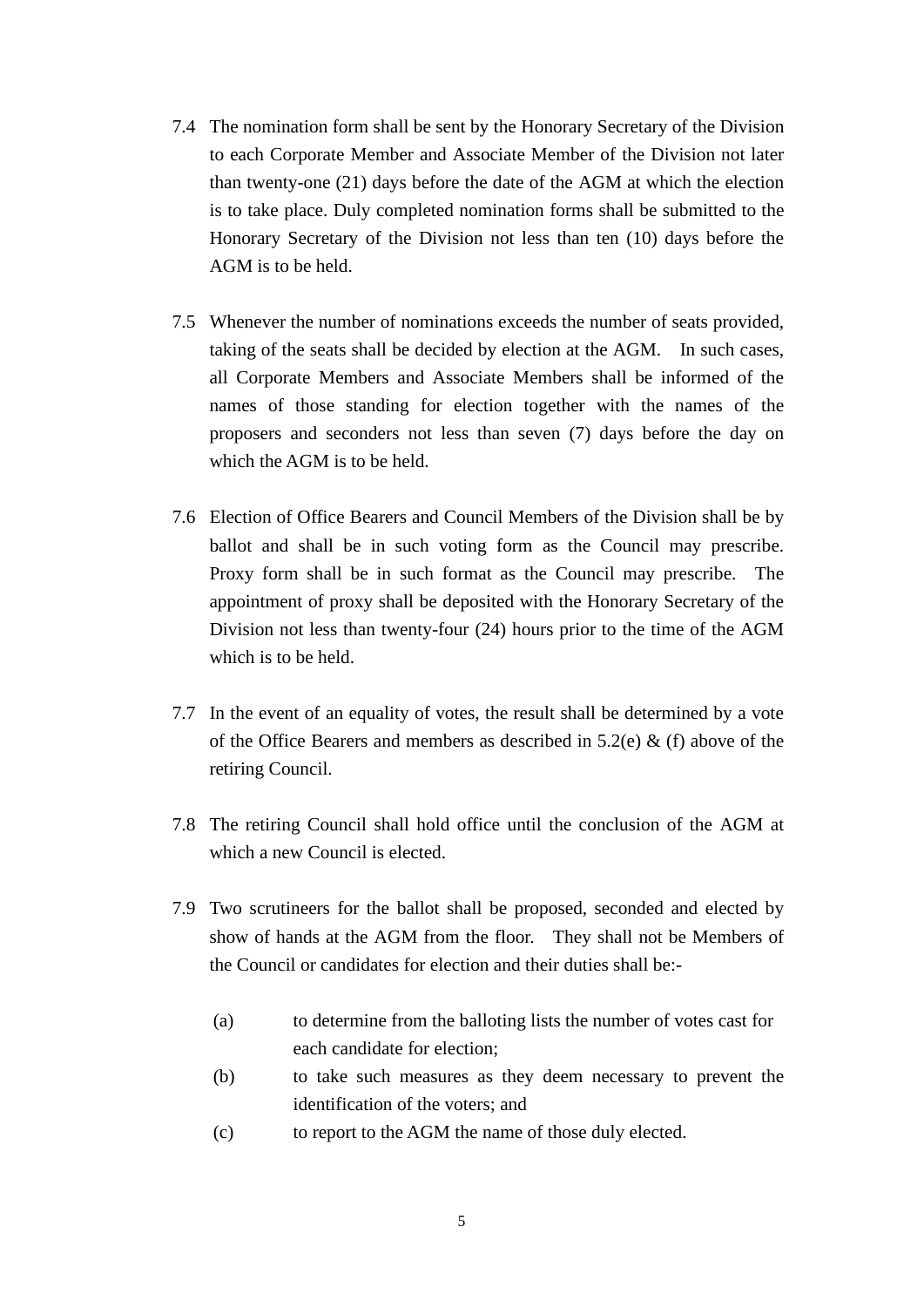7.4 The nomination form shall be sent by the Honorary Secretary of the Division to each Corporate Member and Associate Member of the Division not later than twenty-one (21) days before the date of the AGM at which the election is to take place. Duly completed nomination forms shall be submitted to the Honorary Secretary of the Division not less than ten (10) days before the AGM is to be held.

7.5 Whenever the number of nominations exceeds the number of seats provided, taking of the seats shall be decided by election at the AGM. In such cases, all Corporate Members and Associate Members shall be informed of the names of those standing for election together with the names of the proposers and seconders not less than seven (7) days before the day on which the AGM is to be held.

7.6 Election of Office Bearers and Council Members of the Division shall be by ballot and shall be in such voting form as the Council may prescribe. Proxy form shall be in such format as the Council may prescribe. The appointment of proxy shall be deposited with the Honorary Secretary of the Division not less than twenty-four (24) hours prior to the time of the AGM which is to be held.

7.7 In the event of an equality of votes, the result shall be determined by a vote of the Office Bearers and members as described in 5.2(e) & (f) above of the retiring Council.

7.8 The retiring Council shall hold office until the conclusion of the AGM at which a new Council is elected.

7.9 Two scrutineers for the ballot shall be proposed, seconded and elected by show of hands at the AGM from the floor. They shall not be Members of the Council or candidates for election and their duties shall be:-

(a) to determine from the balloting lists the number of votes cast for each candidate for election;

(b) to take such measures as they deem necessary to prevent the identification of the voters; and

(c) to report to the AGM the name of those duly elected.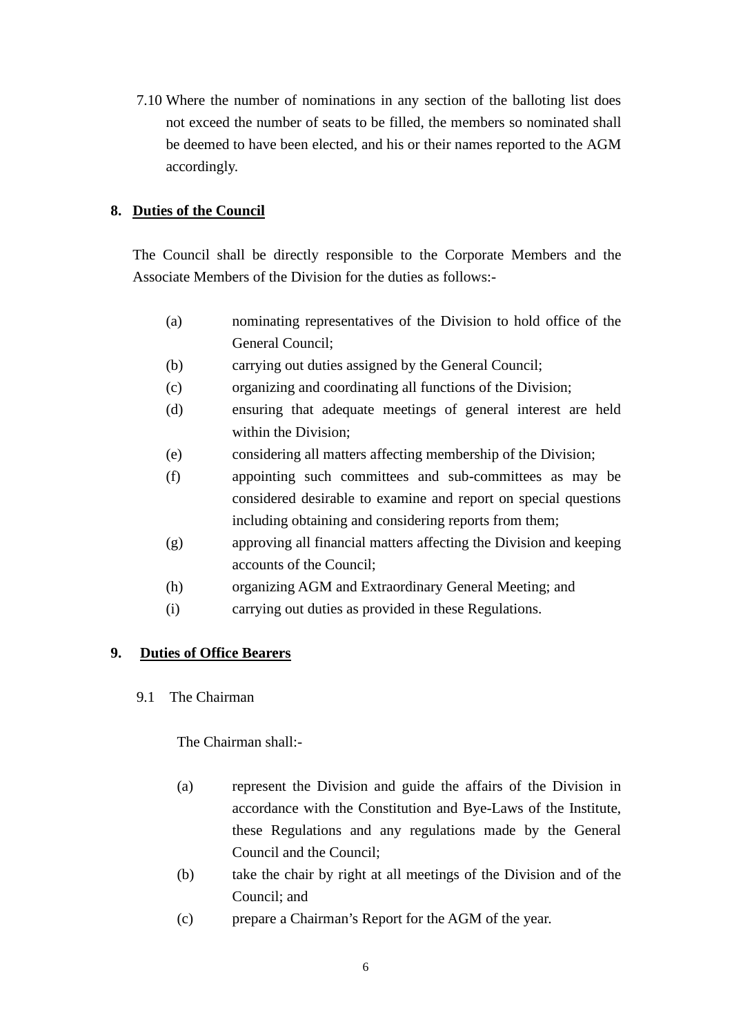7.10 Where the number of nominations in any section of the balloting list does not exceed the number of seats to be filled, the members so nominated shall be deemed to have been elected, and his or their names reported to the AGM accordingly.

## 8. Duties of the Council

The Council shall be directly responsible to the Corporate Members and the Associate Members of the Division for the duties as follows:-

(a) nominating representatives of the Division to hold office of the General Council;

(b) carrying out duties assigned by the General Council;

(c) organizing and coordinating all functions of the Division;

(d) ensuring that adequate meetings of general interest are held within the Division;

(e) considering all matters affecting membership of the Division;

(f) appointing such committees and sub-committees as may be considered desirable to examine and report on special questions including obtaining and considering reports from them;

(g) approving all financial matters affecting the Division and keeping accounts of the Council;

(h) organizing AGM and Extraordinary General Meeting; and

(i) carrying out duties as provided in these Regulations.

## 9. Duties of Office Bearers

9.1 The Chairman

The Chairman shall:-

(a) represent the Division and guide the affairs of the Division in accordance with the Constitution and Bye-Laws of the Institute, these Regulations and any regulations made by the General Council and the Council;

(b) take the chair by right at all meetings of the Division and of the Council; and

(c) prepare a Chairman's Report for the AGM of the year.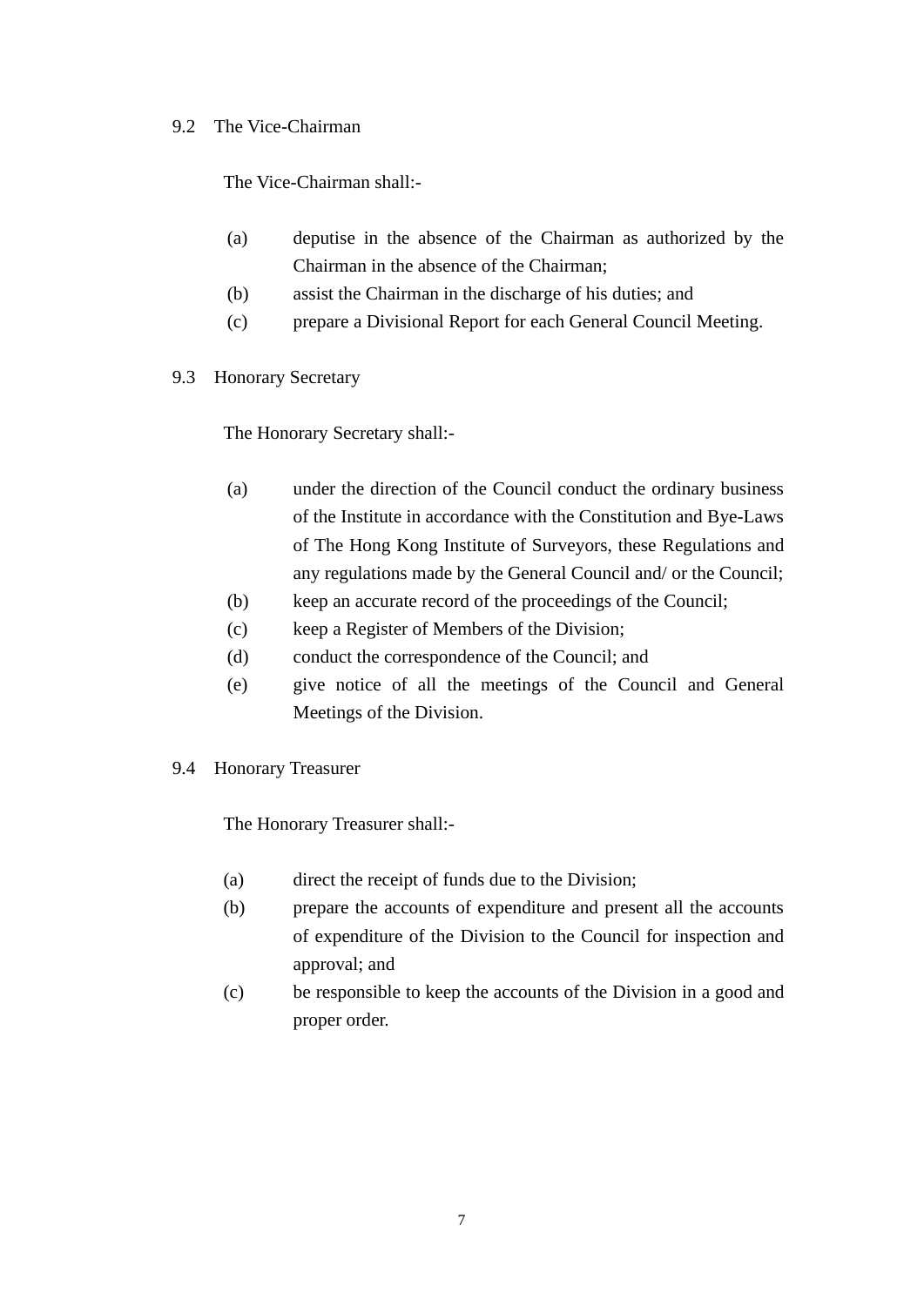9.2 The Vice-Chairman

The Vice-Chairman shall:-

(a) deputise in the absence of the Chairman as authorized by the Chairman in the absence of the Chairman;
(b) assist the Chairman in the discharge of his duties; and
(c) prepare a Divisional Report for each General Council Meeting.

9.3 Honorary Secretary

The Honorary Secretary shall:-

(a) under the direction of the Council conduct the ordinary business of the Institute in accordance with the Constitution and Bye-Laws of The Hong Kong Institute of Surveyors, these Regulations and any regulations made by the General Council and/ or the Council;
(b) keep an accurate record of the proceedings of the Council;
(c) keep a Register of Members of the Division;
(d) conduct the correspondence of the Council; and
(e) give notice of all the meetings of the Council and General Meetings of the Division.

9.4 Honorary Treasurer

The Honorary Treasurer shall:-

(a) direct the receipt of funds due to the Division;
(b) prepare the accounts of expenditure and present all the accounts of expenditure of the Division to the Council for inspection and approval; and
(c) be responsible to keep the accounts of the Division in a good and proper order.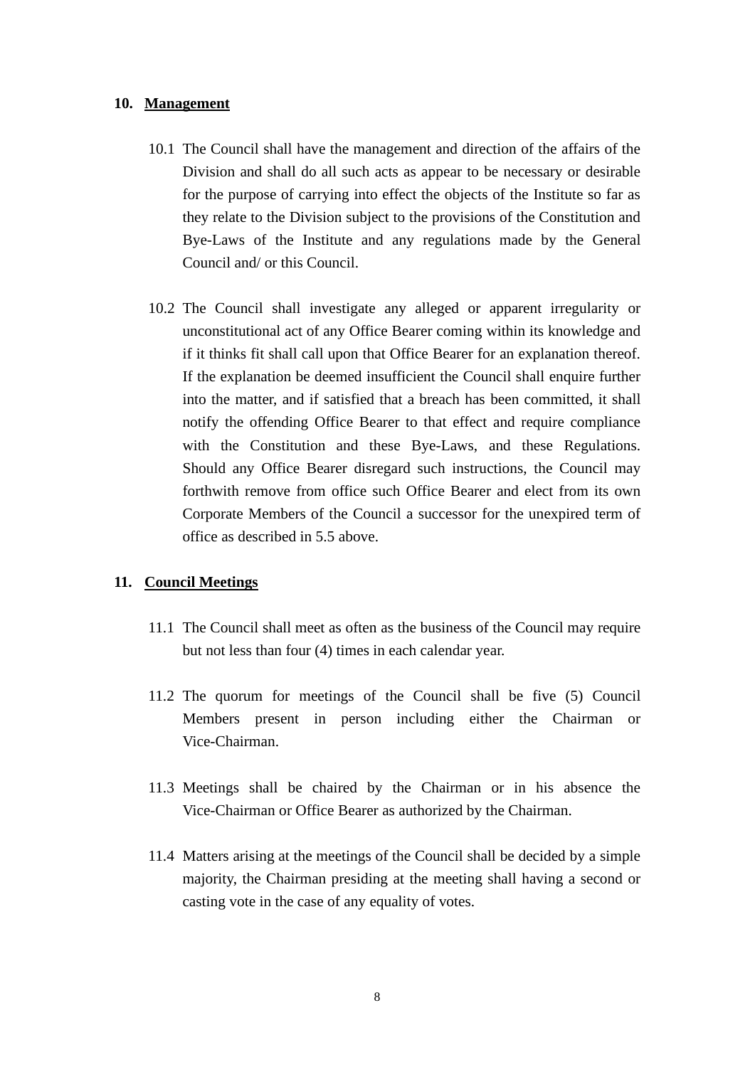## 10. Management

10.1 The Council shall have the management and direction of the affairs of the Division and shall do all such acts as appear to be necessary or desirable for the purpose of carrying into effect the objects of the Institute so far as they relate to the Division subject to the provisions of the Constitution and Bye-Laws of the Institute and any regulations made by the General Council and/ or this Council.

10.2 The Council shall investigate any alleged or apparent irregularity or unconstitutional act of any Office Bearer coming within its knowledge and if it thinks fit shall call upon that Office Bearer for an explanation thereof. If the explanation be deemed insufficient the Council shall enquire further into the matter, and if satisfied that a breach has been committed, it shall notify the offending Office Bearer to that effect and require compliance with the Constitution and these Bye-Laws, and these Regulations. Should any Office Bearer disregard such instructions, the Council may forthwith remove from office such Office Bearer and elect from its own Corporate Members of the Council a successor for the unexpired term of office as described in 5.5 above.

## 11. Council Meetings

11.1 The Council shall meet as often as the business of the Council may require but not less than four (4) times in each calendar year.

11.2 The quorum for meetings of the Council shall be five (5) Council Members present in person including either the Chairman or Vice-Chairman.

11.3 Meetings shall be chaired by the Chairman or in his absence the Vice-Chairman or Office Bearer as authorized by the Chairman.

11.4 Matters arising at the meetings of the Council shall be decided by a simple majority, the Chairman presiding at the meeting shall having a second or casting vote in the case of any equality of votes.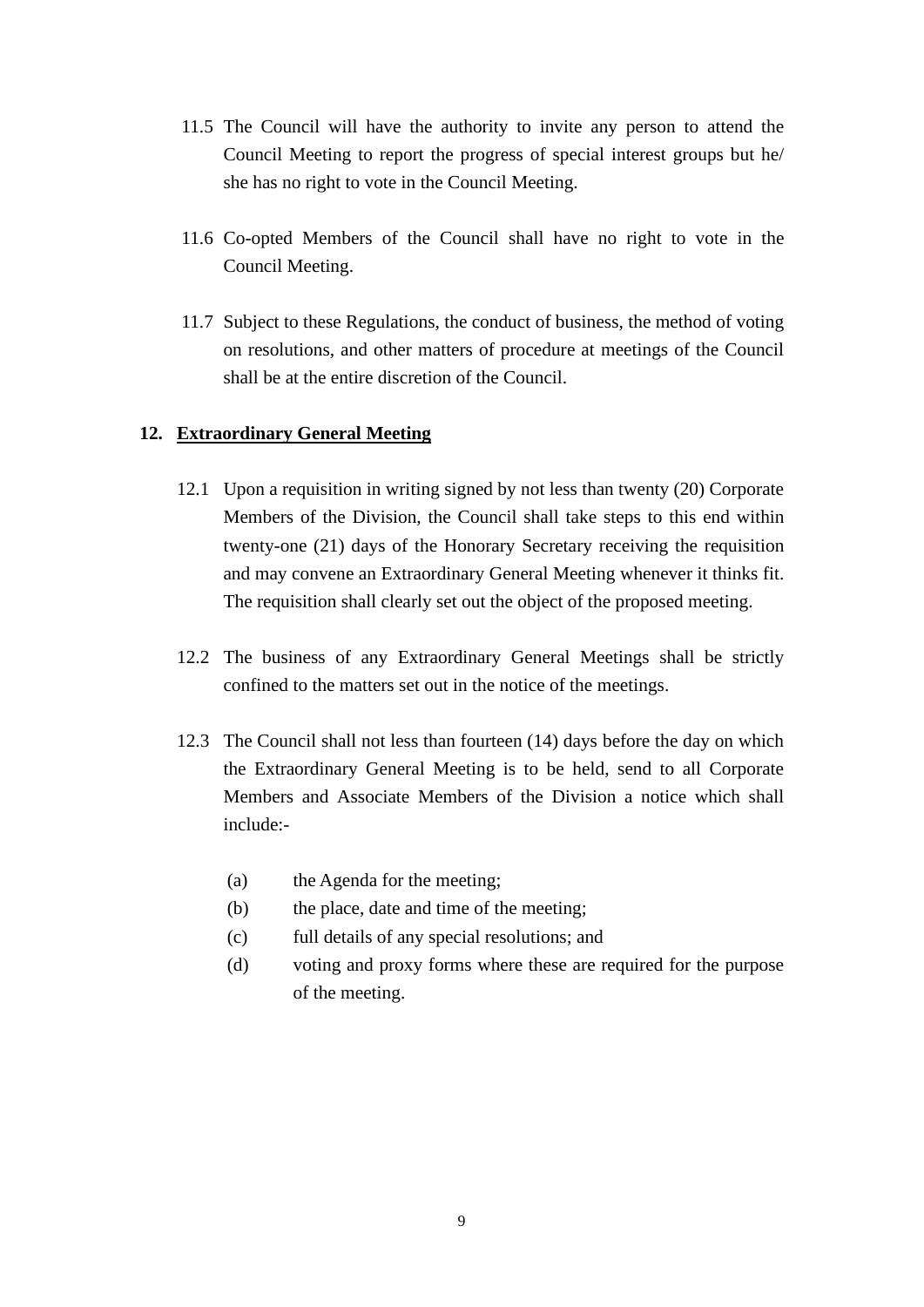11.5 The Council will have the authority to invite any person to attend the Council Meeting to report the progress of special interest groups but he/ she has no right to vote in the Council Meeting.

11.6 Co-opted Members of the Council shall have no right to vote in the Council Meeting.

11.7 Subject to these Regulations, the conduct of business, the method of voting on resolutions, and other matters of procedure at meetings of the Council shall be at the entire discretion of the Council.

## 12. Extraordinary General Meeting

12.1 Upon a requisition in writing signed by not less than twenty (20) Corporate Members of the Division, the Council shall take steps to this end within twenty-one (21) days of the Honorary Secretary receiving the requisition and may convene an Extraordinary General Meeting whenever it thinks fit. The requisition shall clearly set out the object of the proposed meeting.

12.2 The business of any Extraordinary General Meetings shall be strictly confined to the matters set out in the notice of the meetings.

12.3 The Council shall not less than fourteen (14) days before the day on which the Extraordinary General Meeting is to be held, send to all Corporate Members and Associate Members of the Division a notice which shall include:-

(a) the Agenda for the meeting;
(b) the place, date and time of the meeting;
(c) full details of any special resolutions; and
(d) voting and proxy forms where these are required for the purpose of the meeting.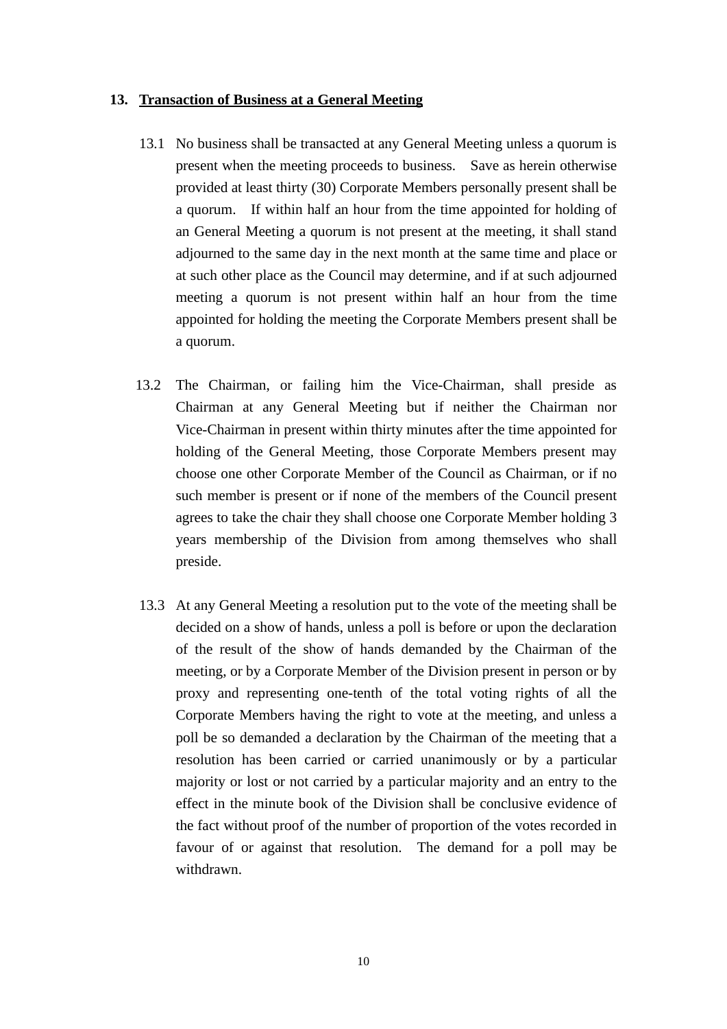**13. <u>Transaction of Business at a General Meeting</u>**

13.1 No business shall be transacted at any General Meeting unless a quorum is present when the meeting proceeds to business. Save as herein otherwise provided at least thirty (30) Corporate Members personally present shall be a quorum. If within half an hour from the time appointed for holding of an General Meeting a quorum is not present at the meeting, it shall stand adjourned to the same day in the next month at the same time and place or at such other place as the Council may determine, and if at such adjourned meeting a quorum is not present within half an hour from the time appointed for holding the meeting the Corporate Members present shall be a quorum.

13.2 The Chairman, or failing him the Vice-Chairman, shall preside as Chairman at any General Meeting but if neither the Chairman nor Vice-Chairman in present within thirty minutes after the time appointed for holding of the General Meeting, those Corporate Members present may choose one other Corporate Member of the Council as Chairman, or if no such member is present or if none of the members of the Council present agrees to take the chair they shall choose one Corporate Member holding 3 years membership of the Division from among themselves who shall preside.

13.3 At any General Meeting a resolution put to the vote of the meeting shall be decided on a show of hands, unless a poll is before or upon the declaration of the result of the show of hands demanded by the Chairman of the meeting, or by a Corporate Member of the Division present in person or by proxy and representing one-tenth of the total voting rights of all the Corporate Members having the right to vote at the meeting, and unless a poll be so demanded a declaration by the Chairman of the meeting that a resolution has been carried or carried unanimously or by a particular majority or lost or not carried by a particular majority and an entry to the effect in the minute book of the Division shall be conclusive evidence of the fact without proof of the number of proportion of the votes recorded in favour of or against that resolution. The demand for a poll may be withdrawn.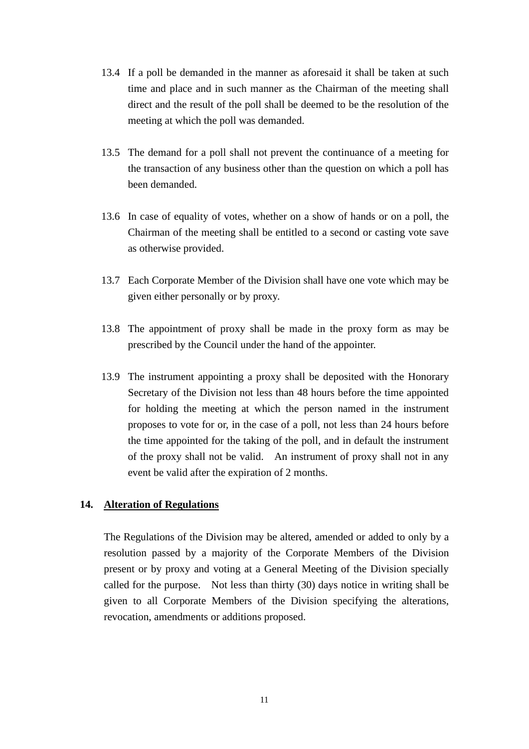13.4 If a poll be demanded in the manner as aforesaid it shall be taken at such time and place and in such manner as the Chairman of the meeting shall direct and the result of the poll shall be deemed to be the resolution of the meeting at which the poll was demanded.

13.5 The demand for a poll shall not prevent the continuance of a meeting for the transaction of any business other than the question on which a poll has been demanded.

13.6 In case of equality of votes, whether on a show of hands or on a poll, the Chairman of the meeting shall be entitled to a second or casting vote save as otherwise provided.

13.7 Each Corporate Member of the Division shall have one vote which may be given either personally or by proxy.

13.8 The appointment of proxy shall be made in the proxy form as may be prescribed by the Council under the hand of the appointer.

13.9 The instrument appointing a proxy shall be deposited with the Honorary Secretary of the Division not less than 48 hours before the time appointed for holding the meeting at which the person named in the instrument proposes to vote for or, in the case of a poll, not less than 24 hours before the time appointed for the taking of the poll, and in default the instrument of the proxy shall not be valid. An instrument of proxy shall not in any event be valid after the expiration of 2 months.

**14. <u>Alteration of Regulations</u>**

The Regulations of the Division may be altered, amended or added to only by a resolution passed by a majority of the Corporate Members of the Division present or by proxy and voting at a General Meeting of the Division specially called for the purpose. Not less than thirty (30) days notice in writing shall be given to all Corporate Members of the Division specifying the alterations, revocation, amendments or additions proposed.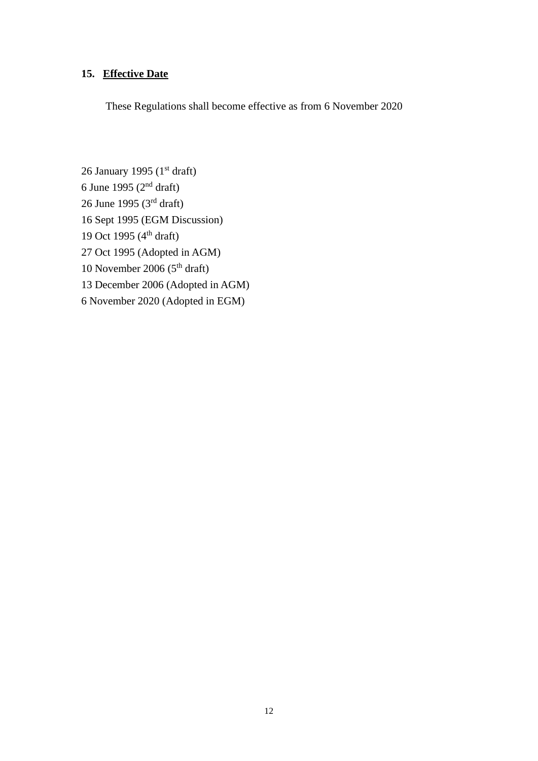## 15. Effective Date

These Regulations shall become effective as from 6 November 2020

26 January 1995 (1st draft)
6 June 1995 (2nd draft)
26 June 1995 (3rd draft)
16 Sept 1995 (EGM Discussion)
19 Oct 1995 (4th draft)
27 Oct 1995 (Adopted in AGM)
10 November 2006 (5th draft)
13 December 2006 (Adopted in AGM)
6 November 2020 (Adopted in EGM)